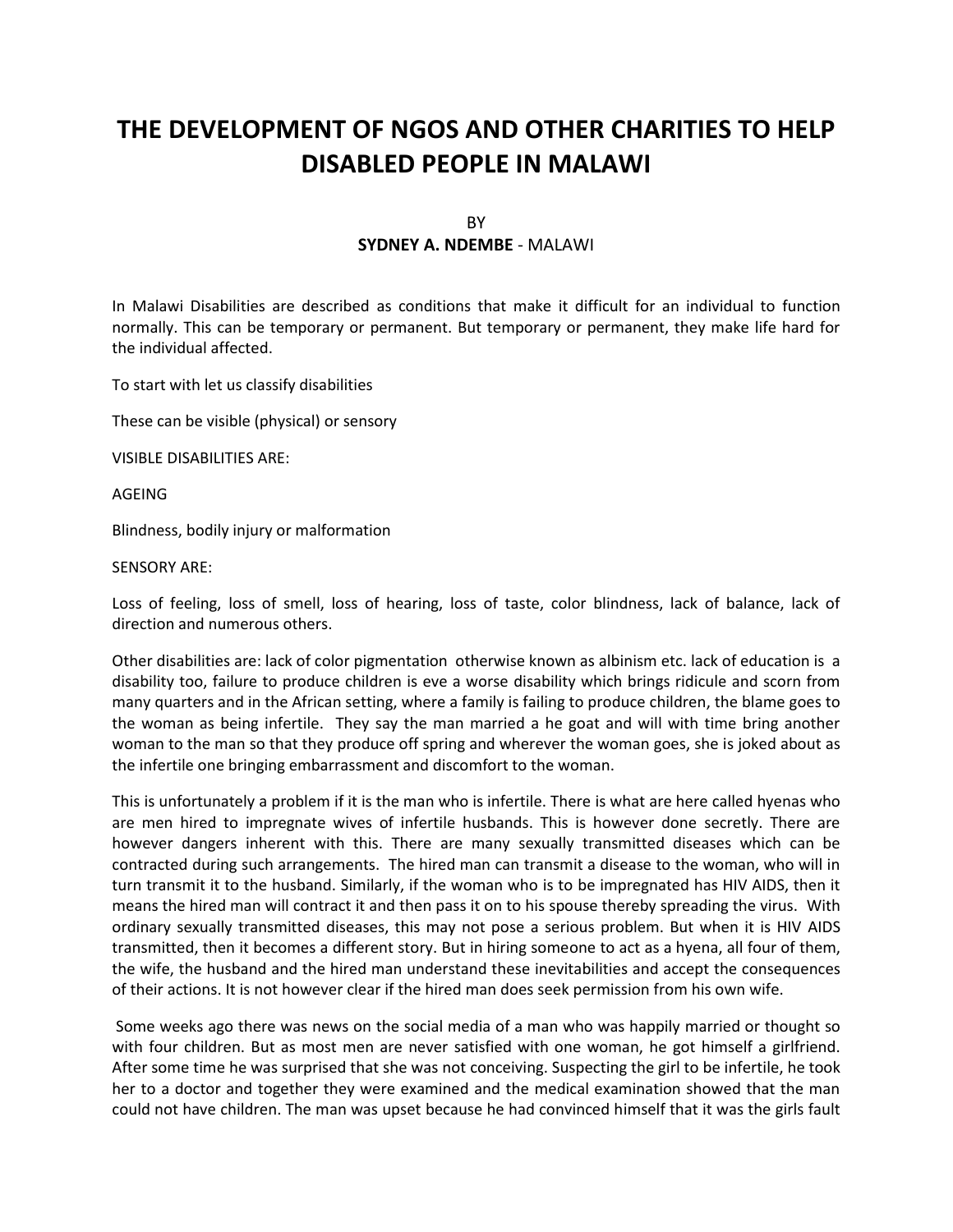# THE DEVELOPMENT OF NGOS AND OTHER CHARITIES TO HELP DISABLED PEOPLE IN MALAWI

BY

**SYDNEY A. NDEMBE** - MALAWI

In Malawi Disabilities are described as conditions that make it difficult for an individual to function normally. This can be temporary or permanent. But temporary or permanent, they make life hard for the individual affected.

To start with let us classify disabilities

These can be visible (physical) or sensory

VISIBLE DISABILITIES ARE:

AGEING

Blindness, bodily injury or malformation

SENSORY ARE:

Loss of feeling, loss of smell, loss of hearing, loss of taste, color blindness, lack of balance, lack of direction and numerous others.

Other disabilities are: lack of color pigmentation otherwise known as albinism etc. lack of education is a disability too, failure to produce children is eve a worse disability which brings ridicule and scorn from many quarters and in the African setting, where a family is failing to produce children, the blame goes to the woman as being infertile. They say the man married a he goat and will with time bring another woman to the man so that they produce off spring and wherever the woman goes, she is joked about as the infertile one bringing embarrassment and discomfort to the woman.

This is unfortunately a problem if it is the man who is infertile. There is what are here called hyenas who are men hired to impregnate wives of infertile husbands. This is however done secretly. There are however dangers inherent with this. There are many sexually transmitted diseases which can be contracted during such arrangements. The hired man can transmit a disease to the woman, who will in turn transmit it to the husband. Similarly, if the woman who is to be impregnated has HIV AIDS, then it means the hired man will contract it and then pass it on to his spouse thereby spreading the virus. With ordinary sexually transmitted diseases, this may not pose a serious problem. But when it is HIV AIDS transmitted, then it becomes a different story. But in hiring someone to act as a hyena, all four of them, the wife, the husband and the hired man understand these inevitabilities and accept the consequences of their actions. It is not however clear if the hired man does seek permission from his own wife.

Some weeks ago there was news on the social media of a man who was happily married or thought so with four children. But as most men are never satisfied with one woman, he got himself a girlfriend. After some time he was surprised that she was not conceiving. Suspecting the girl to be infertile, he took her to a doctor and together they were examined and the medical examination showed that the man could not have children. The man was upset because he had convinced himself that it was the girls fault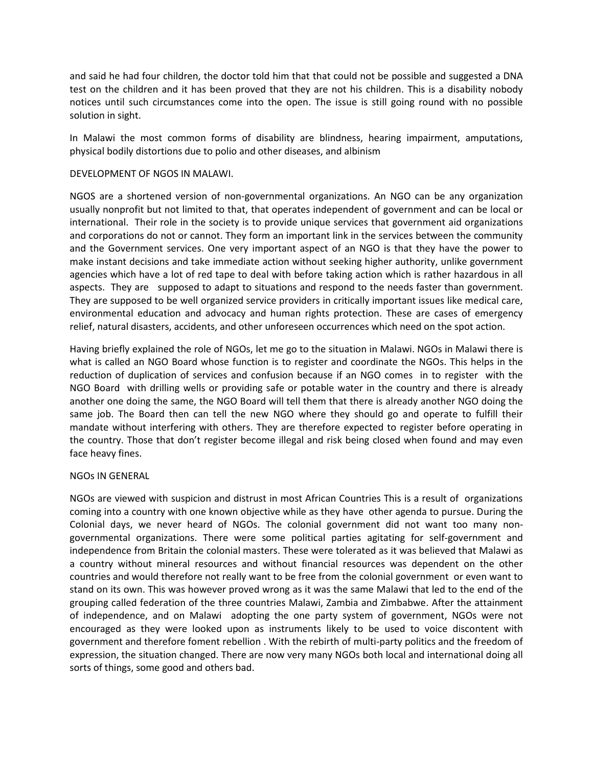and said he had four children, the doctor told him that that could not be possible and suggested a DNA test on the children and it has been proved that they are not his children. This is a disability nobody notices until such circumstances come into the open. The issue is still going round with no possible solution in sight.

In Malawi the most common forms of disability are blindness, hearing impairment, amputations, physical bodily distortions due to polio and other diseases, and albinism

## DEVELOPMENT OF NGOS IN MALAWI.

NGOS are a shortened version of non-governmental organizations. An NGO can be any organization usually nonprofit but not limited to that, that operates independent of government and can be local or international. Their role in the society is to provide unique services that government aid organizations and corporations do not or cannot. They form an important link in the services between the community and the Government services. One very important aspect of an NGO is that they have the power to make instant decisions and take immediate action without seeking higher authority, unlike government agencies which have a lot of red tape to deal with before taking action which is rather hazardous in all aspects. They are supposed to adapt to situations and respond to the needs faster than government. They are supposed to be well organized service providers in critically important issues like medical care, environmental education and advocacy and human rights protection. These are cases of emergency relief, natural disasters, accidents, and other unforeseen occurrences which need on the spot action.

Having briefly explained the role of NGOs, let me go to the situation in Malawi. NGOs in Malawi there is what is called an NGO Board whose function is to register and coordinate the NGOs. This helps in the reduction of duplication of services and confusion because if an NGO comes in to register with the NGO Board with drilling wells or providing safe or potable water in the country and there is already another one doing the same, the NGO Board will tell them that there is already another NGO doing the same job. The Board then can tell the new NGO where they should go and operate to fulfill their mandate without interfering with others. They are therefore expected to register before operating in the country. Those that don't register become illegal and risk being closed when found and may even face heavy fines.

## NGOs IN GENERAL

NGOs are viewed with suspicion and distrust in most African Countries This is a result of organizations coming into a country with one known objective while as they have other agenda to pursue. During the Colonial days, we never heard of NGOs. The colonial government did not want too many non-governmental organizations. There were some political parties agitating for self-government and independence from Britain the colonial masters. These were tolerated as it was believed that Malawi as a country without mineral resources and without financial resources was dependent on the other countries and would therefore not really want to be free from the colonial government or even want to stand on its own. This was however proved wrong as it was the same Malawi that led to the end of the grouping called federation of the three countries Malawi, Zambia and Zimbabwe. After the attainment of independence, and on Malawi adopting the one party system of government, NGOs were not encouraged as they were looked upon as instruments likely to be used to voice discontent with government and therefore foment rebellion . With the rebirth of multi-party politics and the freedom of expression, the situation changed. There are now very many NGOs both local and international doing all sorts of things, some good and others bad.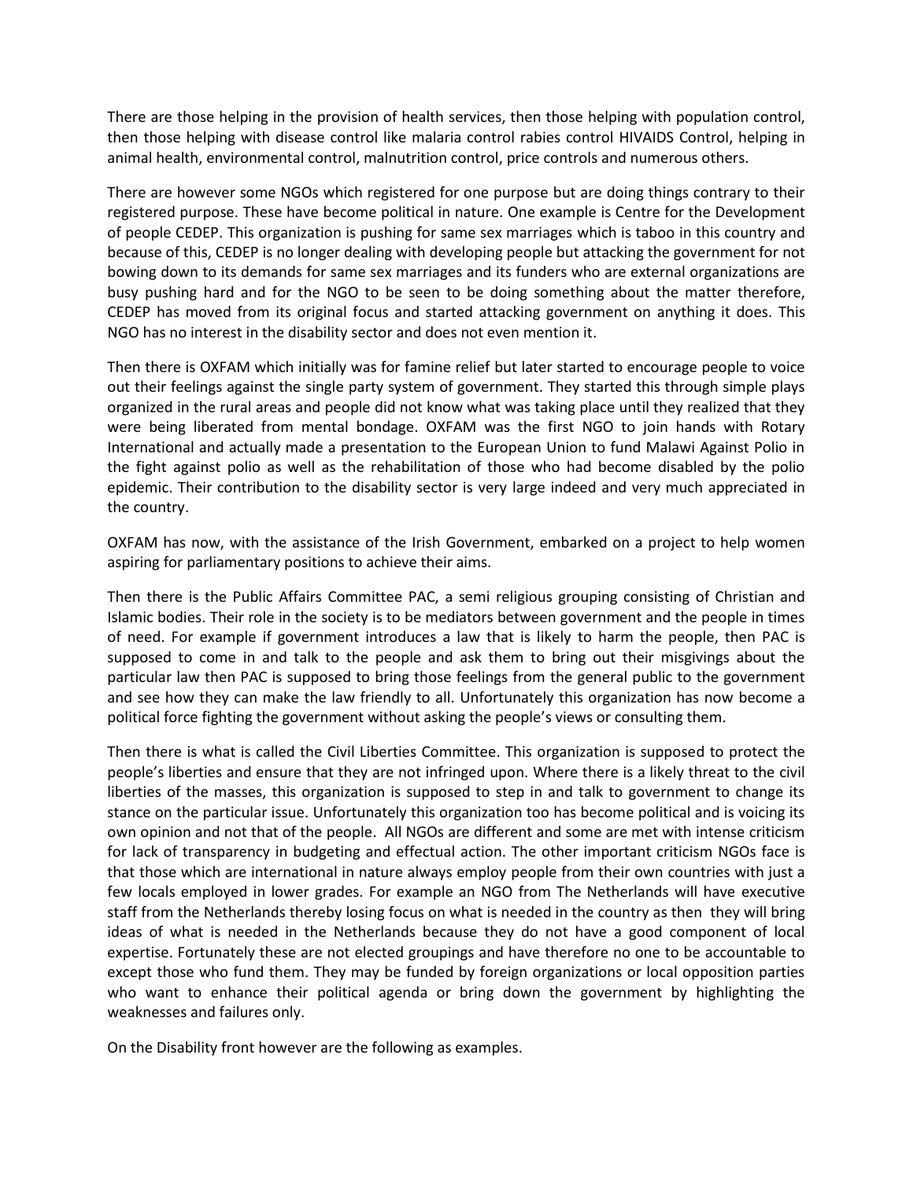There are those helping in the provision of health services, then those helping with population control, then those helping with disease control like malaria control rabies control HIVAIDS Control, helping in animal health, environmental control, malnutrition control, price controls and numerous others.

There are however some NGOs which registered for one purpose but are doing things contrary to their registered purpose. These have become political in nature. One example is Centre for the Development of people CEDEP. This organization is pushing for same sex marriages which is taboo in this country and because of this, CEDEP is no longer dealing with developing people but attacking the government for not bowing down to its demands for same sex marriages and its funders who are external organizations are busy pushing hard and for the NGO to be seen to be doing something about the matter therefore, CEDEP has moved from its original focus and started attacking government on anything it does. This NGO has no interest in the disability sector and does not even mention it.

Then there is OXFAM which initially was for famine relief but later started to encourage people to voice out their feelings against the single party system of government. They started this through simple plays organized in the rural areas and people did not know what was taking place until they realized that they were being liberated from mental bondage. OXFAM was the first NGO to join hands with Rotary International and actually made a presentation to the European Union to fund Malawi Against Polio in the fight against polio as well as the rehabilitation of those who had become disabled by the polio epidemic. Their contribution to the disability sector is very large indeed and very much appreciated in the country.

OXFAM has now, with the assistance of the Irish Government, embarked on a project to help women aspiring for parliamentary positions to achieve their aims.

Then there is the Public Affairs Committee PAC, a semi religious grouping consisting of Christian and Islamic bodies. Their role in the society is to be mediators between government and the people in times of need. For example if government introduces a law that is likely to harm the people, then PAC is supposed to come in and talk to the people and ask them to bring out their misgivings about the particular law then PAC is supposed to bring those feelings from the general public to the government and see how they can make the law friendly to all. Unfortunately this organization has now become a political force fighting the government without asking the people's views or consulting them.

Then there is what is called the Civil Liberties Committee. This organization is supposed to protect the people's liberties and ensure that they are not infringed upon. Where there is a likely threat to the civil liberties of the masses, this organization is supposed to step in and talk to government to change its stance on the particular issue. Unfortunately this organization too has become political and is voicing its own opinion and not that of the people. All NGOs are different and some are met with intense criticism for lack of transparency in budgeting and effectual action. The other important criticism NGOs face is that those which are international in nature always employ people from their own countries with just a few locals employed in lower grades. For example an NGO from The Netherlands will have executive staff from the Netherlands thereby losing focus on what is needed in the country as then they will bring ideas of what is needed in the Netherlands because they do not have a good component of local expertise. Fortunately these are not elected groupings and have therefore no one to be accountable to except those who fund them. They may be funded by foreign organizations or local opposition parties who want to enhance their political agenda or bring down the government by highlighting the weaknesses and failures only.

On the Disability front however are the following as examples.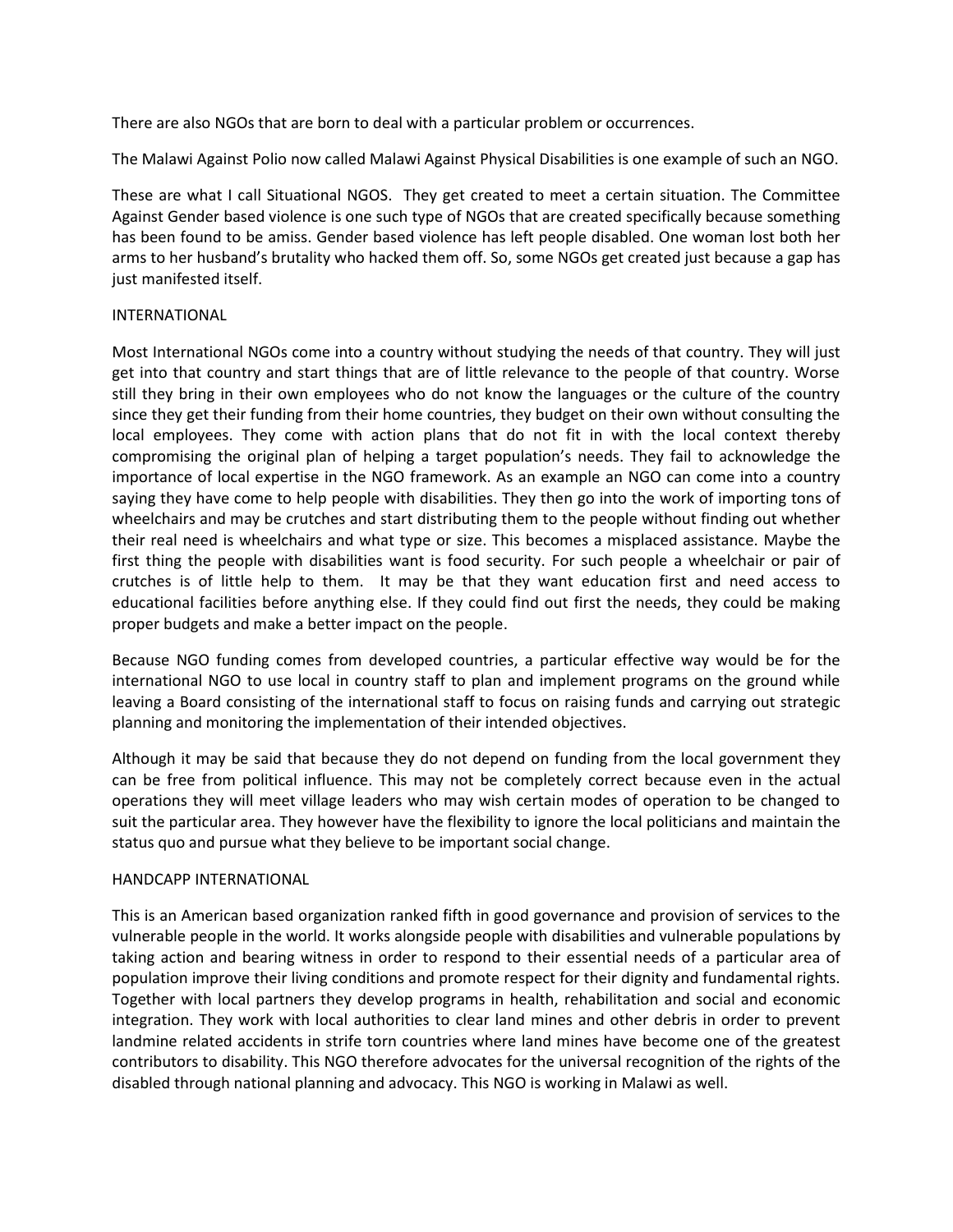There are also NGOs that are born to deal with a particular problem or occurrences.

The Malawi Against Polio now called Malawi Against Physical Disabilities is one example of such an NGO.

These are what I call Situational NGOS. They get created to meet a certain situation. The Committee Against Gender based violence is one such type of NGOs that are created specifically because something has been found to be amiss. Gender based violence has left people disabled. One woman lost both her arms to her husband's brutality who hacked them off. So, some NGOs get created just because a gap has just manifested itself.

## INTERNATIONAL

Most International NGOs come into a country without studying the needs of that country. They will just get into that country and start things that are of little relevance to the people of that country. Worse still they bring in their own employees who do not know the languages or the culture of the country since they get their funding from their home countries, they budget on their own without consulting the local employees. They come with action plans that do not fit in with the local context thereby compromising the original plan of helping a target population's needs. They fail to acknowledge the importance of local expertise in the NGO framework. As an example an NGO can come into a country saying they have come to help people with disabilities. They then go into the work of importing tons of wheelchairs and may be crutches and start distributing them to the people without finding out whether their real need is wheelchairs and what type or size. This becomes a misplaced assistance. Maybe the first thing the people with disabilities want is food security. For such people a wheelchair or pair of crutches is of little help to them. It may be that they want education first and need access to educational facilities before anything else. If they could find out first the needs, they could be making proper budgets and make a better impact on the people.

Because NGO funding comes from developed countries, a particular effective way would be for the international NGO to use local in country staff to plan and implement programs on the ground while leaving a Board consisting of the international staff to focus on raising funds and carrying out strategic planning and monitoring the implementation of their intended objectives.

Although it may be said that because they do not depend on funding from the local government they can be free from political influence. This may not be completely correct because even in the actual operations they will meet village leaders who may wish certain modes of operation to be changed to suit the particular area. They however have the flexibility to ignore the local politicians and maintain the status quo and pursue what they believe to be important social change.

## HANDCAPP INTERNATIONAL

This is an American based organization ranked fifth in good governance and provision of services to the vulnerable people in the world. It works alongside people with disabilities and vulnerable populations by taking action and bearing witness in order to respond to their essential needs of a particular area of population improve their living conditions and promote respect for their dignity and fundamental rights. Together with local partners they develop programs in health, rehabilitation and social and economic integration. They work with local authorities to clear land mines and other debris in order to prevent landmine related accidents in strife torn countries where land mines have become one of the greatest contributors to disability. This NGO therefore advocates for the universal recognition of the rights of the disabled through national planning and advocacy. This NGO is working in Malawi as well.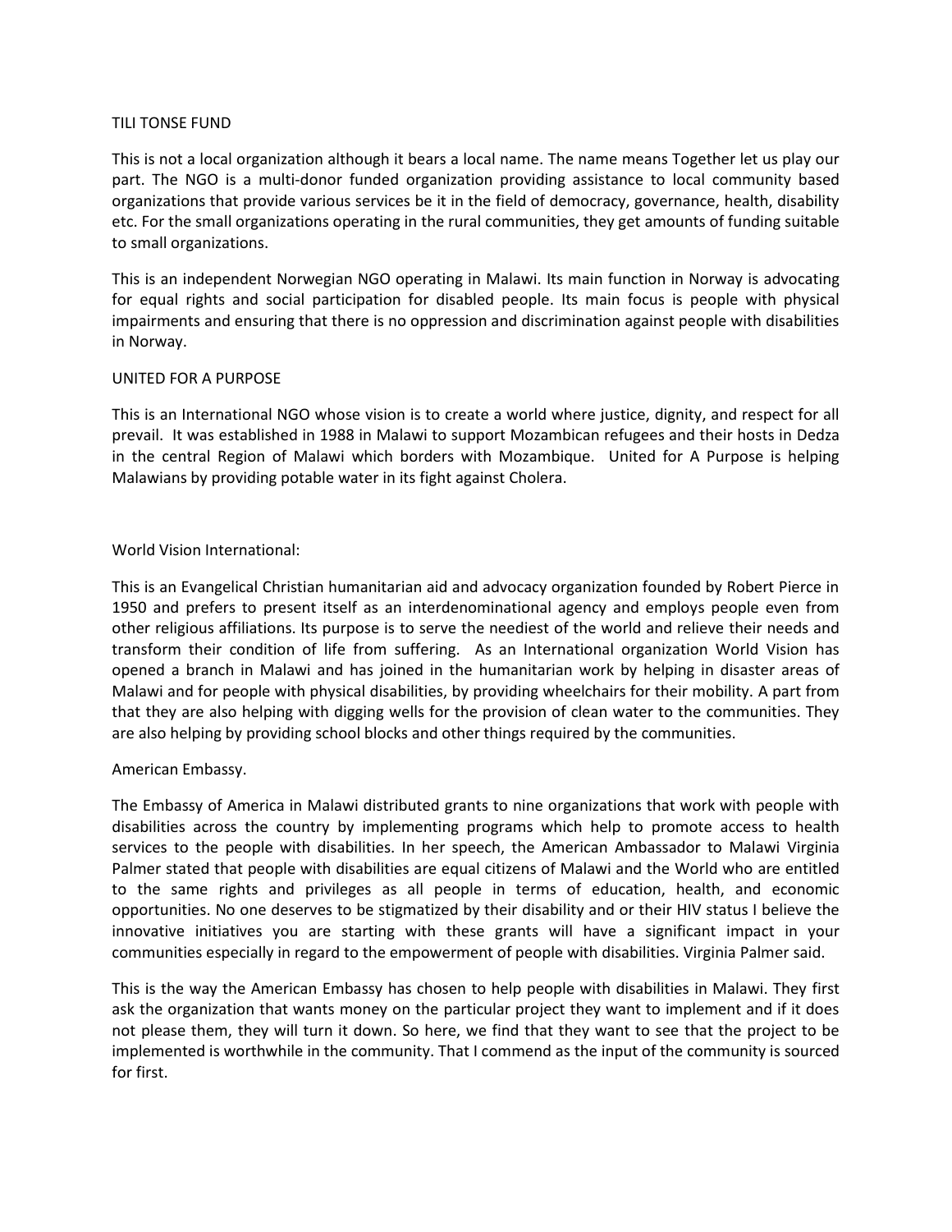TILI TONSE FUND

This is not a local organization although it bears a local name. The name means Together let us play our part. The NGO is a multi-donor funded organization providing assistance to local community based organizations that provide various services be it in the field of democracy, governance, health, disability etc. For the small organizations operating in the rural communities, they get amounts of funding suitable to small organizations.

This is an independent Norwegian NGO operating in Malawi. Its main function in Norway is advocating for equal rights and social participation for disabled people. Its main focus is people with physical impairments and ensuring that there is no oppression and discrimination against people with disabilities in Norway.

UNITED FOR A PURPOSE

This is an International NGO whose vision is to create a world where justice, dignity, and respect for all prevail. It was established in 1988 in Malawi to support Mozambican refugees and their hosts in Dedza in the central Region of Malawi which borders with Mozambique. United for A Purpose is helping Malawians by providing potable water in its fight against Cholera.

World Vision International:

This is an Evangelical Christian humanitarian aid and advocacy organization founded by Robert Pierce in 1950 and prefers to present itself as an interdenominational agency and employs people even from other religious affiliations. Its purpose is to serve the neediest of the world and relieve their needs and transform their condition of life from suffering. As an International organization World Vision has opened a branch in Malawi and has joined in the humanitarian work by helping in disaster areas of Malawi and for people with physical disabilities, by providing wheelchairs for their mobility. A part from that they are also helping with digging wells for the provision of clean water to the communities. They are also helping by providing school blocks and other things required by the communities.

American Embassy.

The Embassy of America in Malawi distributed grants to nine organizations that work with people with disabilities across the country by implementing programs which help to promote access to health services to the people with disabilities. In her speech, the American Ambassador to Malawi Virginia Palmer stated that people with disabilities are equal citizens of Malawi and the World who are entitled to the same rights and privileges as all people in terms of education, health, and economic opportunities. No one deserves to be stigmatized by their disability and or their HIV status I believe the innovative initiatives you are starting with these grants will have a significant impact in your communities especially in regard to the empowerment of people with disabilities. Virginia Palmer said.

This is the way the American Embassy has chosen to help people with disabilities in Malawi. They first ask the organization that wants money on the particular project they want to implement and if it does not please them, they will turn it down. So here, we find that they want to see that the project to be implemented is worthwhile in the community. That I commend as the input of the community is sourced for first.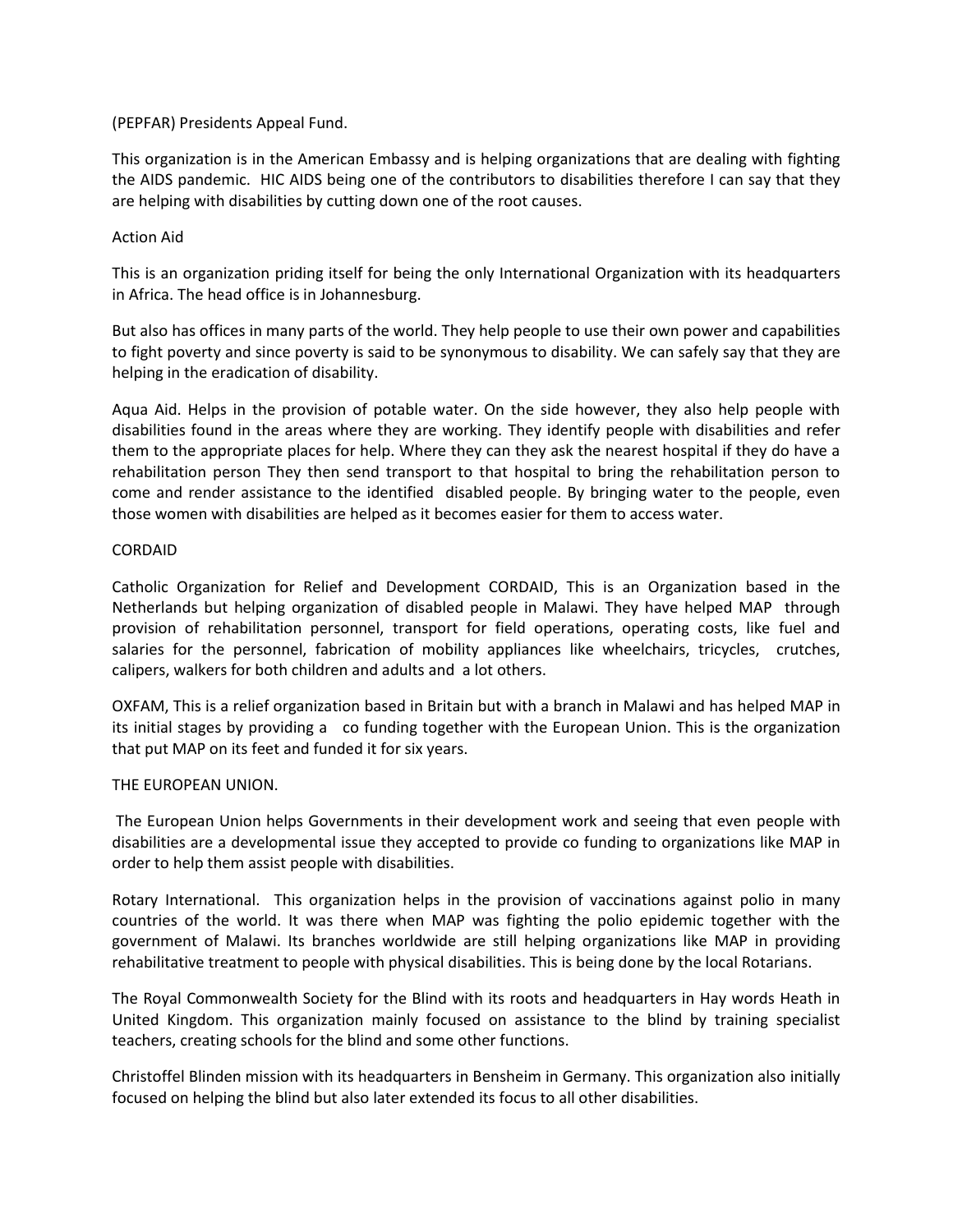(PEPFAR) Presidents Appeal Fund.

This organization is in the American Embassy and is helping organizations that are dealing with fighting the AIDS pandemic. HIC AIDS being one of the contributors to disabilities therefore I can say that they are helping with disabilities by cutting down one of the root causes.

Action Aid

This is an organization priding itself for being the only International Organization with its headquarters in Africa. The head office is in Johannesburg.

But also has offices in many parts of the world. They help people to use their own power and capabilities to fight poverty and since poverty is said to be synonymous to disability. We can safely say that they are helping in the eradication of disability.

Aqua Aid. Helps in the provision of potable water. On the side however, they also help people with disabilities found in the areas where they are working. They identify people with disabilities and refer them to the appropriate places for help. Where they can they ask the nearest hospital if they do have a rehabilitation person They then send transport to that hospital to bring the rehabilitation person to come and render assistance to the identified disabled people. By bringing water to the people, even those women with disabilities are helped as it becomes easier for them to access water.

CORDAID

Catholic Organization for Relief and Development CORDAID, This is an Organization based in the Netherlands but helping organization of disabled people in Malawi. They have helped MAP through provision of rehabilitation personnel, transport for field operations, operating costs, like fuel and salaries for the personnel, fabrication of mobility appliances like wheelchairs, tricycles, crutches, calipers, walkers for both children and adults and a lot others.

OXFAM, This is a relief organization based in Britain but with a branch in Malawi and has helped MAP in its initial stages by providing a co funding together with the European Union. This is the organization that put MAP on its feet and funded it for six years.

THE EUROPEAN UNION.

The European Union helps Governments in their development work and seeing that even people with disabilities are a developmental issue they accepted to provide co funding to organizations like MAP in order to help them assist people with disabilities.

Rotary International. This organization helps in the provision of vaccinations against polio in many countries of the world. It was there when MAP was fighting the polio epidemic together with the government of Malawi. Its branches worldwide are still helping organizations like MAP in providing rehabilitative treatment to people with physical disabilities. This is being done by the local Rotarians.

The Royal Commonwealth Society for the Blind with its roots and headquarters in Hay words Heath in United Kingdom. This organization mainly focused on assistance to the blind by training specialist teachers, creating schools for the blind and some other functions.

Christoffel Blinden mission with its headquarters in Bensheim in Germany. This organization also initially focused on helping the blind but also later extended its focus to all other disabilities.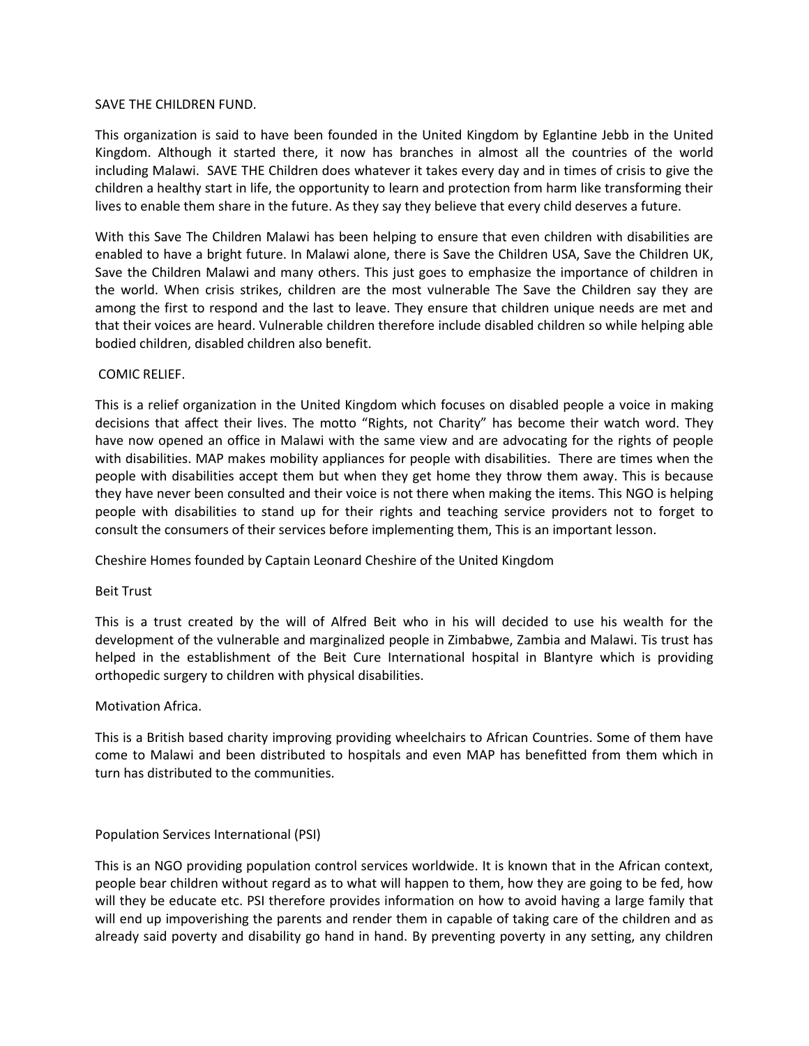SAVE THE CHILDREN FUND.

This organization is said to have been founded in the United Kingdom by Eglantine Jebb in the United Kingdom. Although it started there, it now has branches in almost all the countries of the world including Malawi. SAVE THE Children does whatever it takes every day and in times of crisis to give the children a healthy start in life, the opportunity to learn and protection from harm like transforming their lives to enable them share in the future. As they say they believe that every child deserves a future.

With this Save The Children Malawi has been helping to ensure that even children with disabilities are enabled to have a bright future. In Malawi alone, there is Save the Children USA, Save the Children UK, Save the Children Malawi and many others. This just goes to emphasize the importance of children in the world. When crisis strikes, children are the most vulnerable The Save the Children say they are among the first to respond and the last to leave. They ensure that children unique needs are met and that their voices are heard. Vulnerable children therefore include disabled children so while helping able bodied children, disabled children also benefit.

COMIC RELIEF.

This is a relief organization in the United Kingdom which focuses on disabled people a voice in making decisions that affect their lives. The motto "Rights, not Charity" has become their watch word. They have now opened an office in Malawi with the same view and are advocating for the rights of people with disabilities. MAP makes mobility appliances for people with disabilities. There are times when the people with disabilities accept them but when they get home they throw them away. This is because they have never been consulted and their voice is not there when making the items. This NGO is helping people with disabilities to stand up for their rights and teaching service providers not to forget to consult the consumers of their services before implementing them, This is an important lesson.

Cheshire Homes founded by Captain Leonard Cheshire of the United Kingdom

Beit Trust

This is a trust created by the will of Alfred Beit who in his will decided to use his wealth for the development of the vulnerable and marginalized people in Zimbabwe, Zambia and Malawi. Tis trust has helped in the establishment of the Beit Cure International hospital in Blantyre which is providing orthopedic surgery to children with physical disabilities.

Motivation Africa.

This is a British based charity improving providing wheelchairs to African Countries. Some of them have come to Malawi and been distributed to hospitals and even MAP has benefitted from them which in turn has distributed to the communities.

Population Services International (PSI)

This is an NGO providing population control services worldwide. It is known that in the African context, people bear children without regard as to what will happen to them, how they are going to be fed, how will they be educate etc. PSI therefore provides information on how to avoid having a large family that will end up impoverishing the parents and render them in capable of taking care of the children and as already said poverty and disability go hand in hand. By preventing poverty in any setting, any children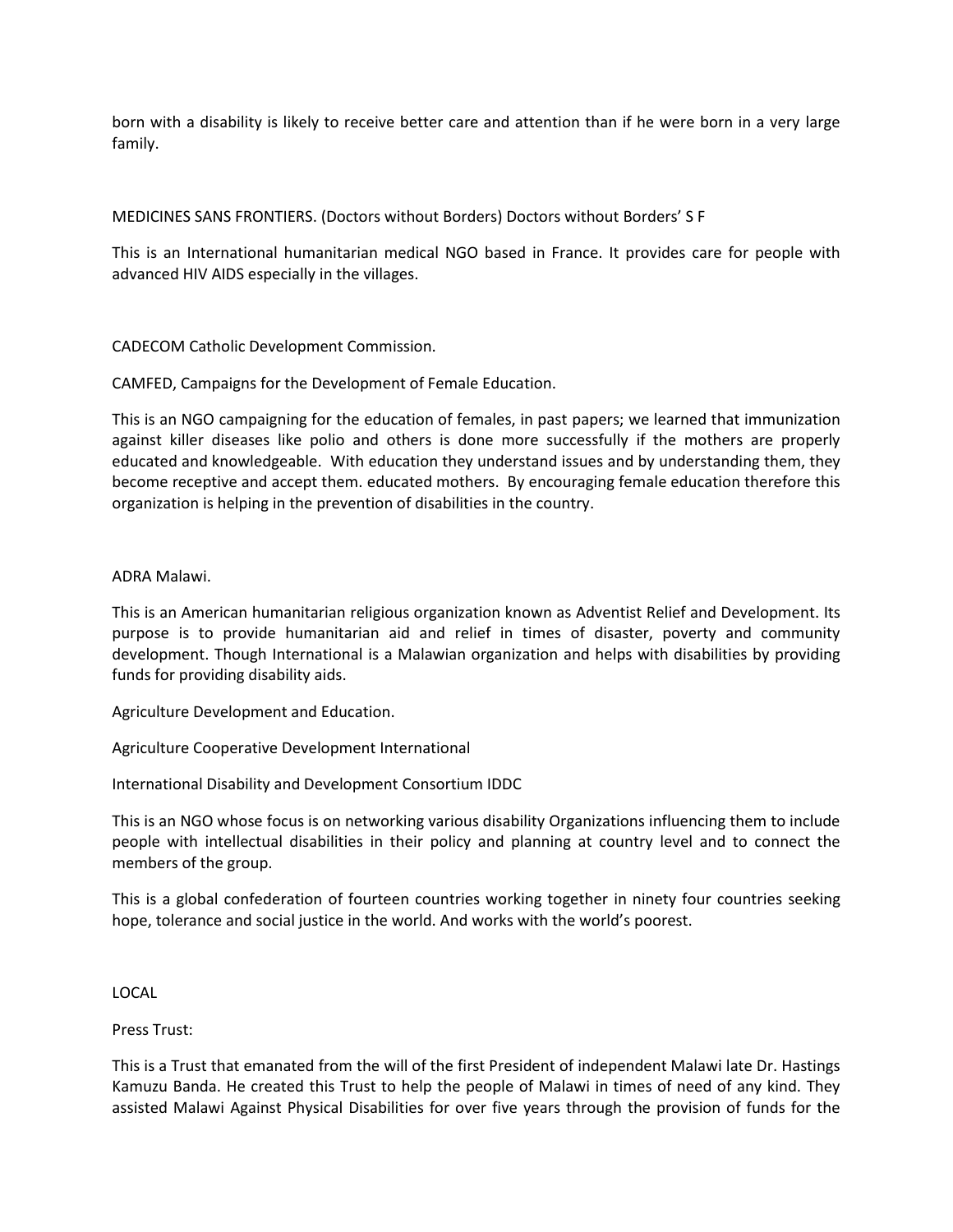born with a disability is likely to receive better care and attention than if he were born in a very large family.

MEDICINES SANS FRONTIERS. (Doctors without Borders) Doctors without Borders' S F

This is an International humanitarian medical NGO based in France. It provides care for people with advanced HIV AIDS especially in the villages.

CADECOM Catholic Development Commission.

CAMFED, Campaigns for the Development of Female Education.

This is an NGO campaigning for the education of females, in past papers; we learned that immunization against killer diseases like polio and others is done more successfully if the mothers are properly educated and knowledgeable. With education they understand issues and by understanding them, they become receptive and accept them. educated mothers. By encouraging female education therefore this organization is helping in the prevention of disabilities in the country.

ADRA Malawi.

This is an American humanitarian religious organization known as Adventist Relief and Development. Its purpose is to provide humanitarian aid and relief in times of disaster, poverty and community development. Though International is a Malawian organization and helps with disabilities by providing funds for providing disability aids.

Agriculture Development and Education.

Agriculture Cooperative Development International

International Disability and Development Consortium IDDC

This is an NGO whose focus is on networking various disability Organizations influencing them to include people with intellectual disabilities in their policy and planning at country level and to connect the members of the group.

This is a global confederation of fourteen countries working together in ninety four countries seeking hope, tolerance and social justice in the world. And works with the world's poorest.

LOCAL

Press Trust:

This is a Trust that emanated from the will of the first President of independent Malawi late Dr. Hastings Kamuzu Banda. He created this Trust to help the people of Malawi in times of need of any kind. They assisted Malawi Against Physical Disabilities for over five years through the provision of funds for the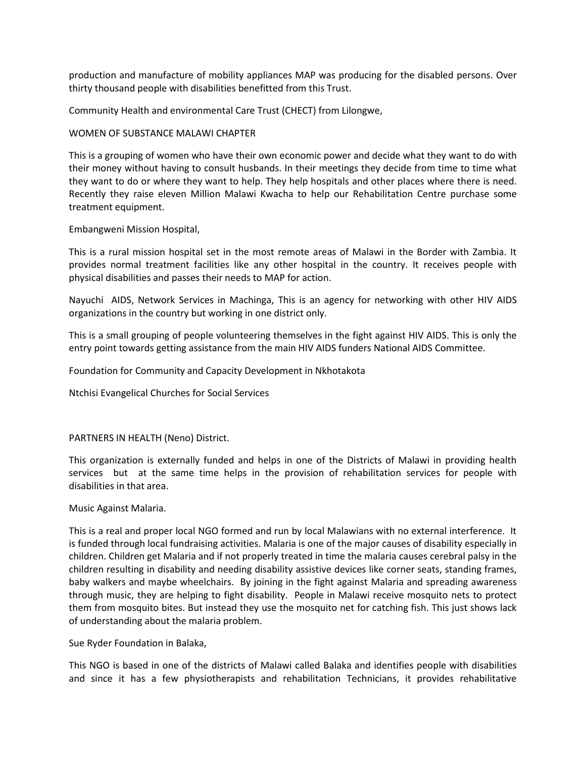production and manufacture of mobility appliances MAP was producing for the disabled persons. Over thirty thousand people with disabilities benefitted from this Trust.

Community Health and environmental Care Trust (CHECT) from Lilongwe,

WOMEN OF SUBSTANCE MALAWI CHAPTER

This is a grouping of women who have their own economic power and decide what they want to do with their money without having to consult husbands. In their meetings they decide from time to time what they want to do or where they want to help. They help hospitals and other places where there is need. Recently they raise eleven Million Malawi Kwacha to help our Rehabilitation Centre purchase some treatment equipment.

Embangweni Mission Hospital,

This is a rural mission hospital set in the most remote areas of Malawi in the Border with Zambia. It provides normal treatment facilities like any other hospital in the country. It receives people with physical disabilities and passes their needs to MAP for action.

Nayuchi AIDS, Network Services in Machinga, This is an agency for networking with other HIV AIDS organizations in the country but working in one district only.

This is a small grouping of people volunteering themselves in the fight against HIV AIDS. This is only the entry point towards getting assistance from the main HIV AIDS funders National AIDS Committee.

Foundation for Community and Capacity Development in Nkhotakota

Ntchisi Evangelical Churches for Social Services

PARTNERS IN HEALTH (Neno) District.

This organization is externally funded and helps in one of the Districts of Malawi in providing health services but at the same time helps in the provision of rehabilitation services for people with disabilities in that area.

Music Against Malaria.

This is a real and proper local NGO formed and run by local Malawians with no external interference. It is funded through local fundraising activities. Malaria is one of the major causes of disability especially in children. Children get Malaria and if not properly treated in time the malaria causes cerebral palsy in the children resulting in disability and needing disability assistive devices like corner seats, standing frames, baby walkers and maybe wheelchairs. By joining in the fight against Malaria and spreading awareness through music, they are helping to fight disability. People in Malawi receive mosquito nets to protect them from mosquito bites. But instead they use the mosquito net for catching fish. This just shows lack of understanding about the malaria problem.

Sue Ryder Foundation in Balaka,

This NGO is based in one of the districts of Malawi called Balaka and identifies people with disabilities and since it has a few physiotherapists and rehabilitation Technicians, it provides rehabilitative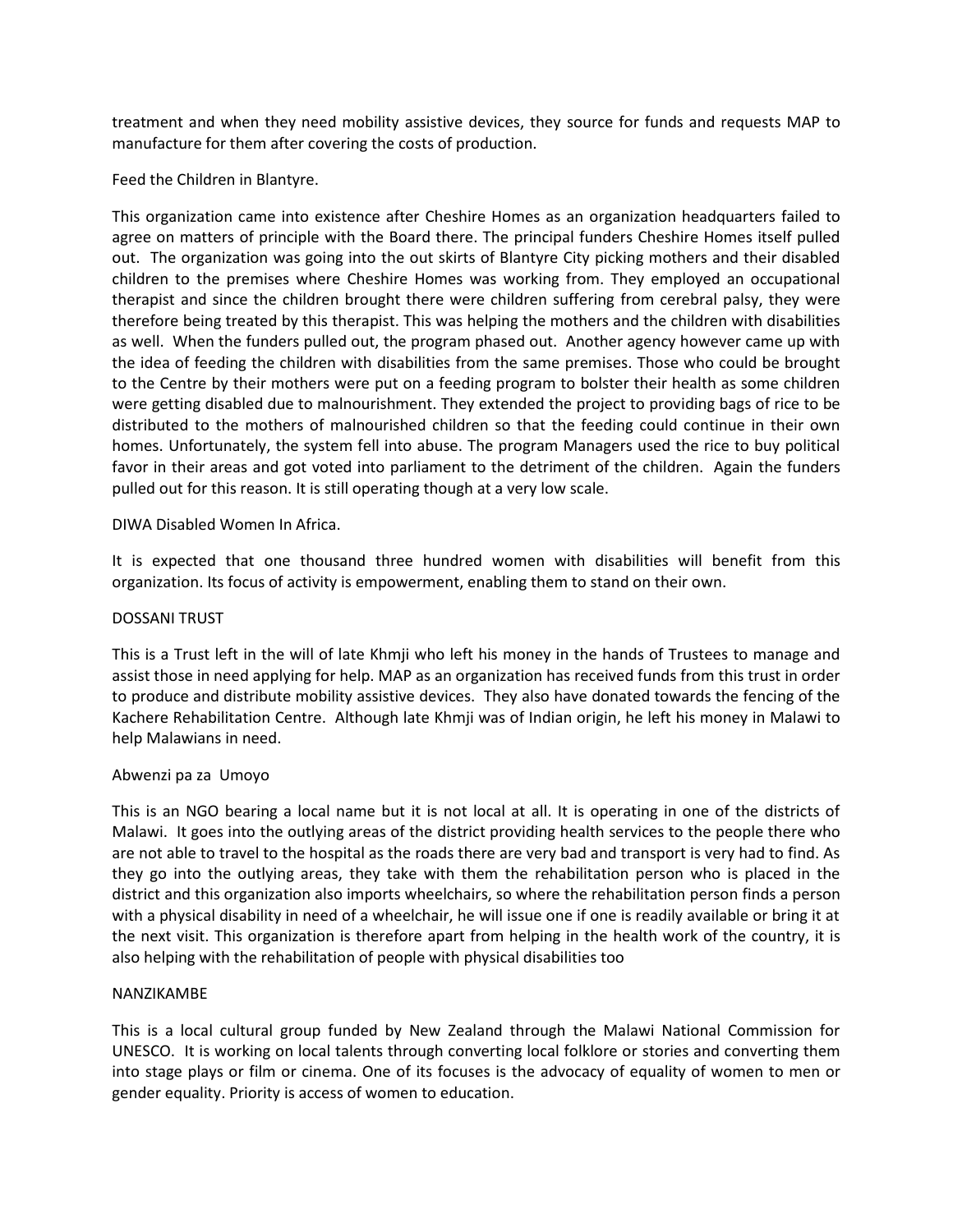treatment and when they need mobility assistive devices, they source for funds and requests MAP to manufacture for them after covering the costs of production.

Feed the Children in Blantyre.

This organization came into existence after Cheshire Homes as an organization headquarters failed to agree on matters of principle with the Board there. The principal funders Cheshire Homes itself pulled out. The organization was going into the out skirts of Blantyre City picking mothers and their disabled children to the premises where Cheshire Homes was working from. They employed an occupational therapist and since the children brought there were children suffering from cerebral palsy, they were therefore being treated by this therapist. This was helping the mothers and the children with disabilities as well. When the funders pulled out, the program phased out. Another agency however came up with the idea of feeding the children with disabilities from the same premises. Those who could be brought to the Centre by their mothers were put on a feeding program to bolster their health as some children were getting disabled due to malnourishment. They extended the project to providing bags of rice to be distributed to the mothers of malnourished children so that the feeding could continue in their own homes. Unfortunately, the system fell into abuse. The program Managers used the rice to buy political favor in their areas and got voted into parliament to the detriment of the children. Again the funders pulled out for this reason. It is still operating though at a very low scale.

DIWA Disabled Women In Africa.

It is expected that one thousand three hundred women with disabilities will benefit from this organization. Its focus of activity is empowerment, enabling them to stand on their own.

DOSSANI TRUST

This is a Trust left in the will of late Khmji who left his money in the hands of Trustees to manage and assist those in need applying for help. MAP as an organization has received funds from this trust in order to produce and distribute mobility assistive devices. They also have donated towards the fencing of the Kachere Rehabilitation Centre. Although late Khmji was of Indian origin, he left his money in Malawi to help Malawians in need.

Abwenzi pa za Umoyo

This is an NGO bearing a local name but it is not local at all. It is operating in one of the districts of Malawi. It goes into the outlying areas of the district providing health services to the people there who are not able to travel to the hospital as the roads there are very bad and transport is very had to find. As they go into the outlying areas, they take with them the rehabilitation person who is placed in the district and this organization also imports wheelchairs, so where the rehabilitation person finds a person with a physical disability in need of a wheelchair, he will issue one if one is readily available or bring it at the next visit. This organization is therefore apart from helping in the health work of the country, it is also helping with the rehabilitation of people with physical disabilities too

NANZIKAMBE

This is a local cultural group funded by New Zealand through the Malawi National Commission for UNESCO. It is working on local talents through converting local folklore or stories and converting them into stage plays or film or cinema. One of its focuses is the advocacy of equality of women to men or gender equality. Priority is access of women to education.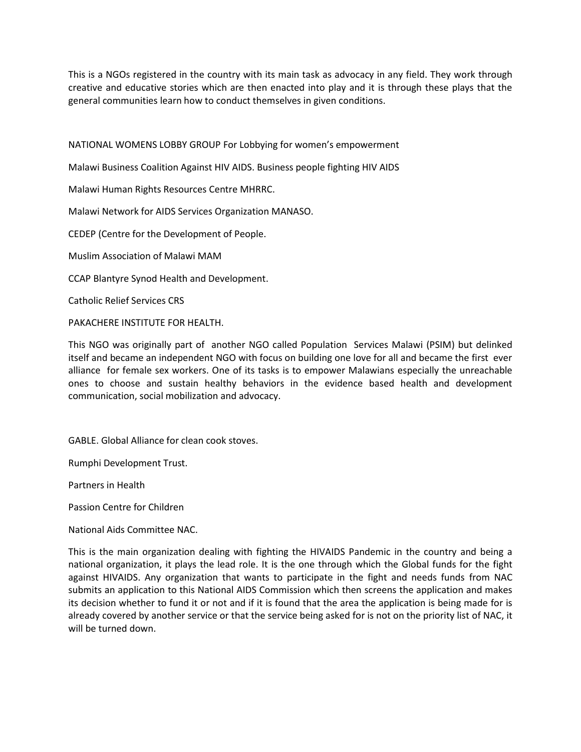This is a NGOs registered in the country with its main task as advocacy in any field. They work through creative and educative stories which are then enacted into play and it is through these plays that the general communities learn how to conduct themselves in given conditions.

NATIONAL WOMENS LOBBY GROUP For Lobbying for women's empowerment

Malawi Business Coalition Against HIV AIDS. Business people fighting HIV AIDS

Malawi Human Rights Resources Centre MHRRC.

Malawi Network for AIDS Services Organization MANASO.

CEDEP (Centre for the Development of People.

Muslim Association of Malawi MAM

CCAP Blantyre Synod Health and Development.

Catholic Relief Services CRS

PAKACHERE INSTITUTE FOR HEALTH.

This NGO was originally part of another NGO called Population Services Malawi (PSIM) but delinked itself and became an independent NGO with focus on building one love for all and became the first ever alliance for female sex workers. One of its tasks is to empower Malawians especially the unreachable ones to choose and sustain healthy behaviors in the evidence based health and development communication, social mobilization and advocacy.

GABLE. Global Alliance for clean cook stoves.

Rumphi Development Trust.

Partners in Health

Passion Centre for Children

National Aids Committee NAC.

This is the main organization dealing with fighting the HIVAIDS Pandemic in the country and being a national organization, it plays the lead role. It is the one through which the Global funds for the fight against HIVAIDS. Any organization that wants to participate in the fight and needs funds from NAC submits an application to this National AIDS Commission which then screens the application and makes its decision whether to fund it or not and if it is found that the area the application is being made for is already covered by another service or that the service being asked for is not on the priority list of NAC, it will be turned down.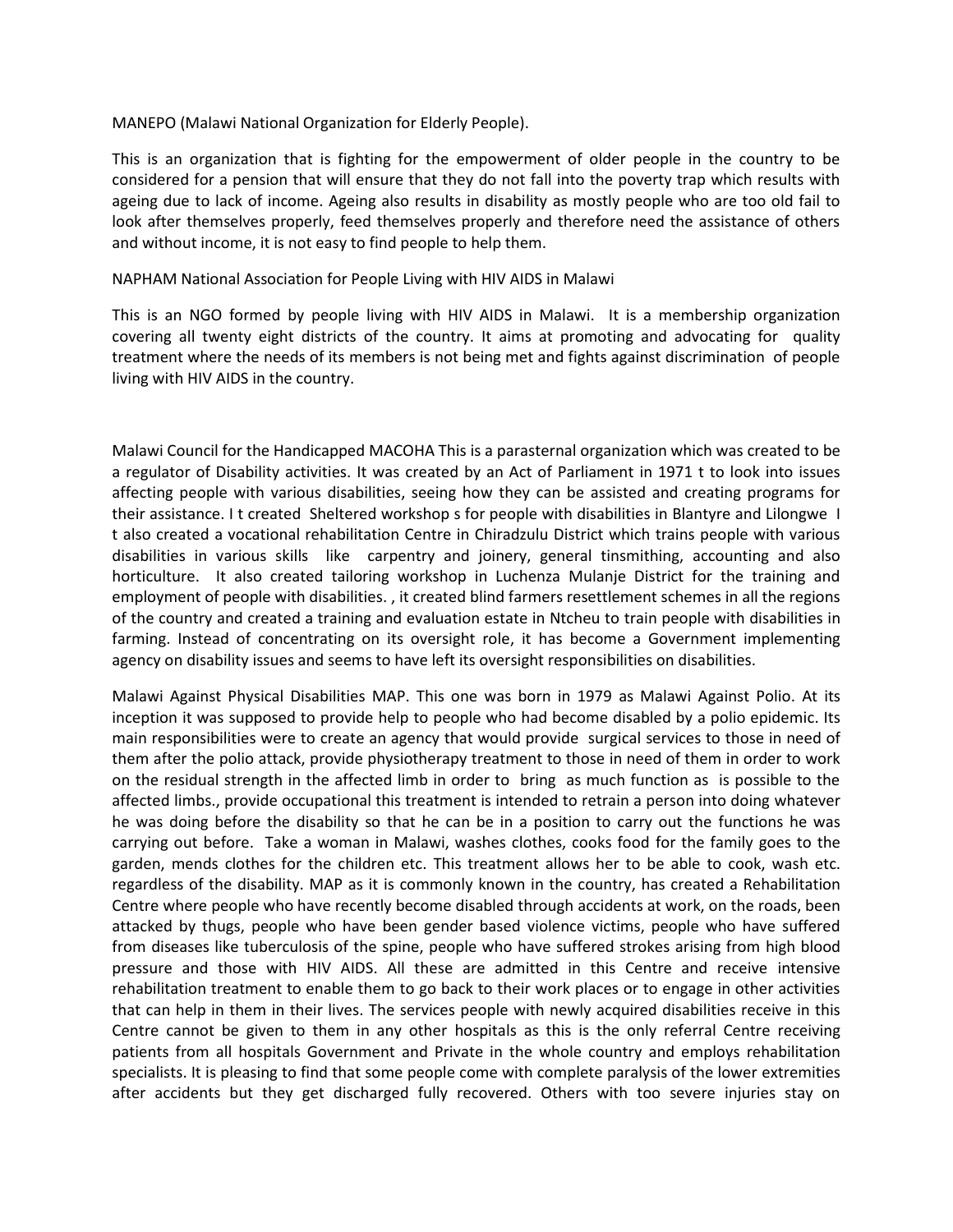MANEPO (Malawi National Organization for Elderly People).

This is an organization that is fighting for the empowerment of older people in the country to be considered for a pension that will ensure that they do not fall into the poverty trap which results with ageing due to lack of income. Ageing also results in disability as mostly people who are too old fail to look after themselves properly, feed themselves properly and therefore need the assistance of others and without income, it is not easy to find people to help them.

NAPHAM National Association for People Living with HIV AIDS in Malawi

This is an NGO formed by people living with HIV AIDS in Malawi. It is a membership organization covering all twenty eight districts of the country. It aims at promoting and advocating for quality treatment where the needs of its members is not being met and fights against discrimination of people living with HIV AIDS in the country.

Malawi Council for the Handicapped MACOHA This is a parasternal organization which was created to be a regulator of Disability activities. It was created by an Act of Parliament in 1971 t to look into issues affecting people with various disabilities, seeing how they can be assisted and creating programs for their assistance. I t created Sheltered workshop s for people with disabilities in Blantyre and Lilongwe I t also created a vocational rehabilitation Centre in Chiradzulu District which trains people with various disabilities in various skills like carpentry and joinery, general tinsmithing, accounting and also horticulture. It also created tailoring workshop in Luchenza Mulanje District for the training and employment of people with disabilities. , it created blind farmers resettlement schemes in all the regions of the country and created a training and evaluation estate in Ntcheu to train people with disabilities in farming. Instead of concentrating on its oversight role, it has become a Government implementing agency on disability issues and seems to have left its oversight responsibilities on disabilities.

Malawi Against Physical Disabilities MAP. This one was born in 1979 as Malawi Against Polio. At its inception it was supposed to provide help to people who had become disabled by a polio epidemic. Its main responsibilities were to create an agency that would provide surgical services to those in need of them after the polio attack, provide physiotherapy treatment to those in need of them in order to work on the residual strength in the affected limb in order to bring as much function as is possible to the affected limbs., provide occupational this treatment is intended to retrain a person into doing whatever he was doing before the disability so that he can be in a position to carry out the functions he was carrying out before. Take a woman in Malawi, washes clothes, cooks food for the family goes to the garden, mends clothes for the children etc. This treatment allows her to be able to cook, wash etc. regardless of the disability. MAP as it is commonly known in the country, has created a Rehabilitation Centre where people who have recently become disabled through accidents at work, on the roads, been attacked by thugs, people who have been gender based violence victims, people who have suffered from diseases like tuberculosis of the spine, people who have suffered strokes arising from high blood pressure and those with HIV AIDS. All these are admitted in this Centre and receive intensive rehabilitation treatment to enable them to go back to their work places or to engage in other activities that can help in them in their lives. The services people with newly acquired disabilities receive in this Centre cannot be given to them in any other hospitals as this is the only referral Centre receiving patients from all hospitals Government and Private in the whole country and employs rehabilitation specialists. It is pleasing to find that some people come with complete paralysis of the lower extremities after accidents but they get discharged fully recovered. Others with too severe injuries stay on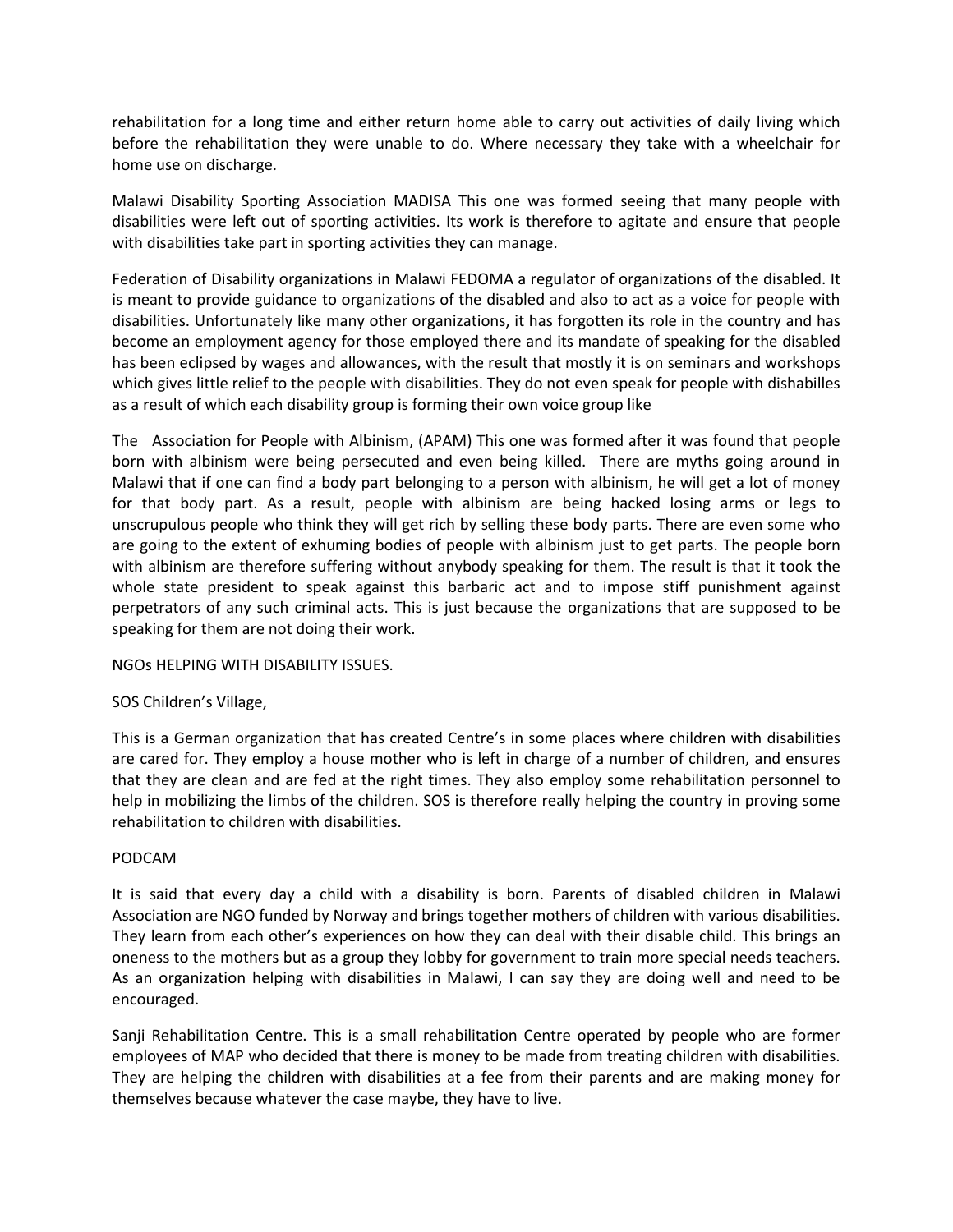rehabilitation for a long time and either return home able to carry out activities of daily living which before the rehabilitation they were unable to do. Where necessary they take with a wheelchair for home use on discharge.

Malawi Disability Sporting Association MADISA This one was formed seeing that many people with disabilities were left out of sporting activities. Its work is therefore to agitate and ensure that people with disabilities take part in sporting activities they can manage.

Federation of Disability organizations in Malawi FEDOMA a regulator of organizations of the disabled. It is meant to provide guidance to organizations of the disabled and also to act as a voice for people with disabilities. Unfortunately like many other organizations, it has forgotten its role in the country and has become an employment agency for those employed there and its mandate of speaking for the disabled has been eclipsed by wages and allowances, with the result that mostly it is on seminars and workshops which gives little relief to the people with disabilities. They do not even speak for people with dishabilles as a result of which each disability group is forming their own voice group like

The Association for People with Albinism, (APAM) This one was formed after it was found that people born with albinism were being persecuted and even being killed. There are myths going around in Malawi that if one can find a body part belonging to a person with albinism, he will get a lot of money for that body part. As a result, people with albinism are being hacked losing arms or legs to unscrupulous people who think they will get rich by selling these body parts. There are even some who are going to the extent of exhuming bodies of people with albinism just to get parts. The people born with albinism are therefore suffering without anybody speaking for them. The result is that it took the whole state president to speak against this barbaric act and to impose stiff punishment against perpetrators of any such criminal acts. This is just because the organizations that are supposed to be speaking for them are not doing their work.

NGOs HELPING WITH DISABILITY ISSUES.

SOS Children's Village,

This is a German organization that has created Centre's in some places where children with disabilities are cared for. They employ a house mother who is left in charge of a number of children, and ensures that they are clean and are fed at the right times. They also employ some rehabilitation personnel to help in mobilizing the limbs of the children. SOS is therefore really helping the country in proving some rehabilitation to children with disabilities.

PODCAM

It is said that every day a child with a disability is born. Parents of disabled children in Malawi Association are NGO funded by Norway and brings together mothers of children with various disabilities. They learn from each other's experiences on how they can deal with their disable child. This brings an oneness to the mothers but as a group they lobby for government to train more special needs teachers. As an organization helping with disabilities in Malawi, I can say they are doing well and need to be encouraged.

Sanji Rehabilitation Centre. This is a small rehabilitation Centre operated by people who are former employees of MAP who decided that there is money to be made from treating children with disabilities. They are helping the children with disabilities at a fee from their parents and are making money for themselves because whatever the case maybe, they have to live.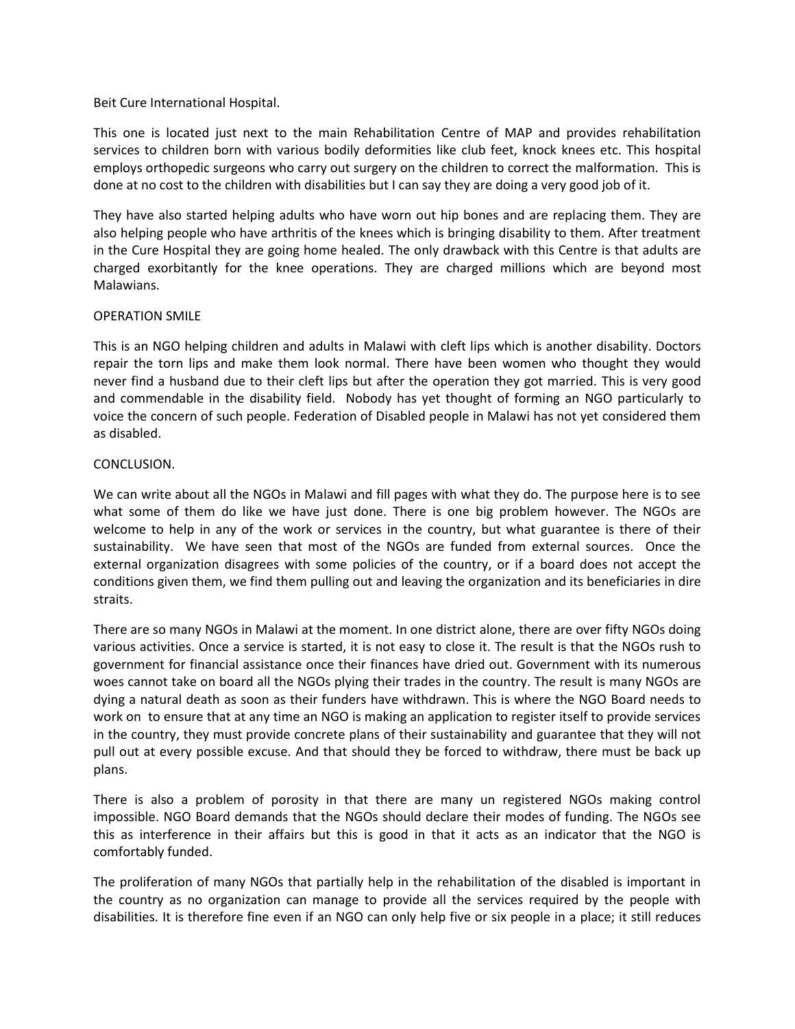Beit Cure International Hospital.

This one is located just next to the main Rehabilitation Centre of MAP and provides rehabilitation services to children born with various bodily deformities like club feet, knock knees etc. This hospital employs orthopedic surgeons who carry out surgery on the children to correct the malformation. This is done at no cost to the children with disabilities but I can say they are doing a very good job of it.

They have also started helping adults who have worn out hip bones and are replacing them. They are also helping people who have arthritis of the knees which is bringing disability to them. After treatment in the Cure Hospital they are going home healed. The only drawback with this Centre is that adults are charged exorbitantly for the knee operations. They are charged millions which are beyond most Malawians.

OPERATION SMILE

This is an NGO helping children and adults in Malawi with cleft lips which is another disability. Doctors repair the torn lips and make them look normal. There have been women who thought they would never find a husband due to their cleft lips but after the operation they got married. This is very good and commendable in the disability field. Nobody has yet thought of forming an NGO particularly to voice the concern of such people. Federation of Disabled people in Malawi has not yet considered them as disabled.

CONCLUSION.

We can write about all the NGOs in Malawi and fill pages with what they do. The purpose here is to see what some of them do like we have just done. There is one big problem however. The NGOs are welcome to help in any of the work or services in the country, but what guarantee is there of their sustainability. We have seen that most of the NGOs are funded from external sources. Once the external organization disagrees with some policies of the country, or if a board does not accept the conditions given them, we find them pulling out and leaving the organization and its beneficiaries in dire straits.

There are so many NGOs in Malawi at the moment. In one district alone, there are over fifty NGOs doing various activities. Once a service is started, it is not easy to close it. The result is that the NGOs rush to government for financial assistance once their finances have dried out. Government with its numerous woes cannot take on board all the NGOs plying their trades in the country. The result is many NGOs are dying a natural death as soon as their funders have withdrawn. This is where the NGO Board needs to work on to ensure that at any time an NGO is making an application to register itself to provide services in the country, they must provide concrete plans of their sustainability and guarantee that they will not pull out at every possible excuse. And that should they be forced to withdraw, there must be back up plans.

There is also a problem of porosity in that there are many un registered NGOs making control impossible. NGO Board demands that the NGOs should declare their modes of funding. The NGOs see this as interference in their affairs but this is good in that it acts as an indicator that the NGO is comfortably funded.

The proliferation of many NGOs that partially help in the rehabilitation of the disabled is important in the country as no organization can manage to provide all the services required by the people with disabilities. It is therefore fine even if an NGO can only help five or six people in a place; it still reduces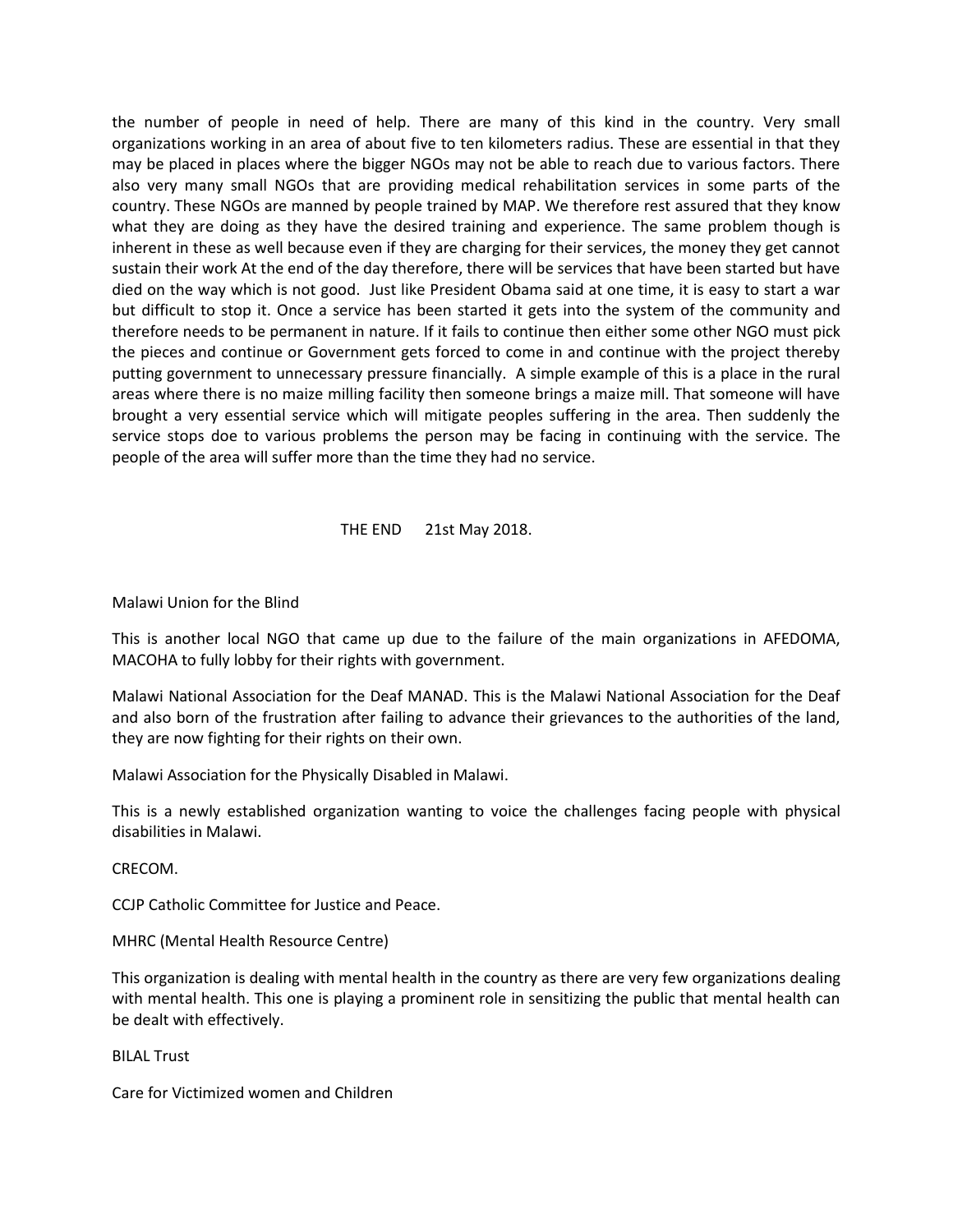the number of people in need of help. There are many of this kind in the country. Very small organizations working in an area of about five to ten kilometers radius. These are essential in that they may be placed in places where the bigger NGOs may not be able to reach due to various factors. There also very many small NGOs that are providing medical rehabilitation services in some parts of the country. These NGOs are manned by people trained by MAP. We therefore rest assured that they know what they are doing as they have the desired training and experience. The same problem though is inherent in these as well because even if they are charging for their services, the money they get cannot sustain their work At the end of the day therefore, there will be services that have been started but have died on the way which is not good. Just like President Obama said at one time, it is easy to start a war but difficult to stop it. Once a service has been started it gets into the system of the community and therefore needs to be permanent in nature. If it fails to continue then either some other NGO must pick the pieces and continue or Government gets forced to come in and continue with the project thereby putting government to unnecessary pressure financially. A simple example of this is a place in the rural areas where there is no maize milling facility then someone brings a maize mill. That someone will have brought a very essential service which will mitigate peoples suffering in the area. Then suddenly the service stops doe to various problems the person may be facing in continuing with the service. The people of the area will suffer more than the time they had no service.

THE END 21st May 2018.

Malawi Union for the Blind

This is another local NGO that came up due to the failure of the main organizations in AFEDOMA, MACOHA to fully lobby for their rights with government.

Malawi National Association for the Deaf MANAD. This is the Malawi National Association for the Deaf and also born of the frustration after failing to advance their grievances to the authorities of the land, they are now fighting for their rights on their own.

Malawi Association for the Physically Disabled in Malawi.

This is a newly established organization wanting to voice the challenges facing people with physical disabilities in Malawi.

CRECOM.

CCJP Catholic Committee for Justice and Peace.

MHRC (Mental Health Resource Centre)

This organization is dealing with mental health in the country as there are very few organizations dealing with mental health. This one is playing a prominent role in sensitizing the public that mental health can be dealt with effectively.

BILAL Trust

Care for Victimized women and Children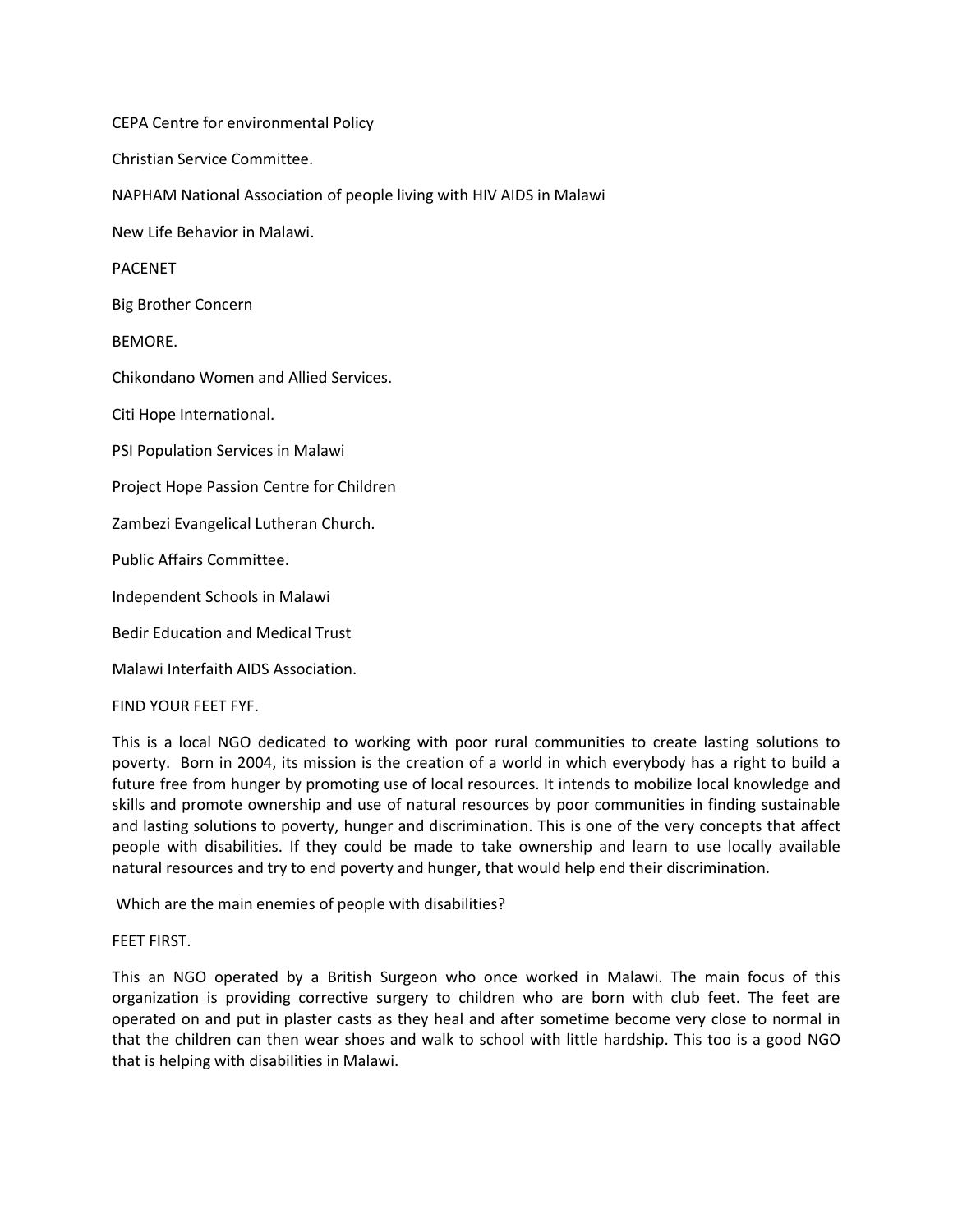CEPA Centre for environmental Policy

Christian Service Committee.

NAPHAM National Association of people living with HIV AIDS in Malawi

New Life Behavior in Malawi.

PACENET

Big Brother Concern

BEMORE.

Chikondano Women and Allied Services.

Citi Hope International.

PSI Population Services in Malawi

Project Hope Passion Centre for Children

Zambezi Evangelical Lutheran Church.

Public Affairs Committee.

Independent Schools in Malawi

Bedir Education and Medical Trust

Malawi Interfaith AIDS Association.

FIND YOUR FEET FYF.

This is a local NGO dedicated to working with poor rural communities to create lasting solutions to poverty. Born in 2004, its mission is the creation of a world in which everybody has a right to build a future free from hunger by promoting use of local resources. It intends to mobilize local knowledge and skills and promote ownership and use of natural resources by poor communities in finding sustainable and lasting solutions to poverty, hunger and discrimination. This is one of the very concepts that affect people with disabilities. If they could be made to take ownership and learn to use locally available natural resources and try to end poverty and hunger, that would help end their discrimination.

Which are the main enemies of people with disabilities?

FEET FIRST.

This an NGO operated by a British Surgeon who once worked in Malawi. The main focus of this organization is providing corrective surgery to children who are born with club feet. The feet are operated on and put in plaster casts as they heal and after sometime become very close to normal in that the children can then wear shoes and walk to school with little hardship. This too is a good NGO that is helping with disabilities in Malawi.